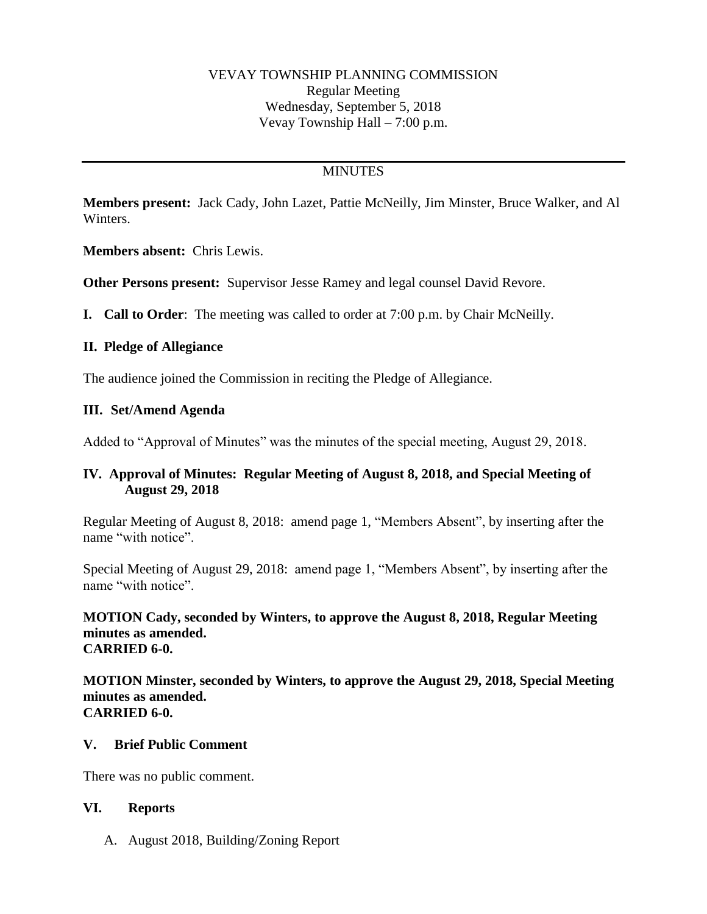VEVAY TOWNSHIP PLANNING COMMISSION
Regular Meeting
Wednesday, September 5, 2018
Vevay Township Hall – 7:00 p.m.

---

MINUTES

**Members present:** Jack Cady, John Lazet, Pattie McNeilly, Jim Minster, Bruce Walker, and Al Winters.

**Members absent:** Chris Lewis.

**Other Persons present:** Supervisor Jesse Ramey and legal counsel David Revore.

**I. Call to Order**: The meeting was called to order at 7:00 p.m. by Chair McNeilly.

**II. Pledge of Allegiance**

The audience joined the Commission in reciting the Pledge of Allegiance.

**III. Set/Amend Agenda**

Added to "Approval of Minutes" was the minutes of the special meeting, August 29, 2018.

**IV. Approval of Minutes: Regular Meeting of August 8, 2018, and Special Meeting of August 29, 2018**

Regular Meeting of August 8, 2018: amend page 1, "Members Absent", by inserting after the name "with notice".

Special Meeting of August 29, 2018: amend page 1, "Members Absent", by inserting after the name "with notice".

**MOTION Cady, seconded by Winters, to approve the August 8, 2018, Regular Meeting minutes as amended.**
**CARRIED 6-0.**

**MOTION Minster, seconded by Winters, to approve the August 29, 2018, Special Meeting minutes as amended.**
**CARRIED 6-0.**

**V. Brief Public Comment**

There was no public comment.

**VI. Reports**

A. August 2018, Building/Zoning Report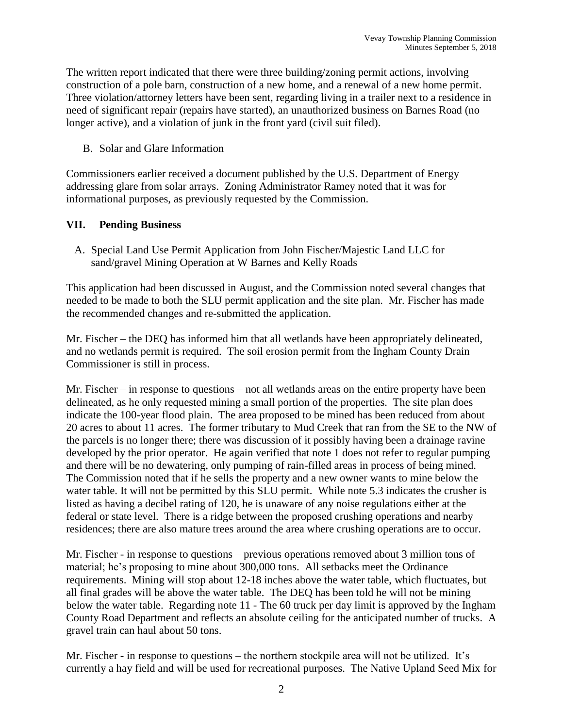The written report indicated that there were three building/zoning permit actions, involving construction of a pole barn, construction of a new home, and a renewal of a new home permit. Three violation/attorney letters have been sent, regarding living in a trailer next to a residence in need of significant repair (repairs have started), an unauthorized business on Barnes Road (no longer active), and a violation of junk in the front yard (civil suit filed).

B. Solar and Glare Information

Commissioners earlier received a document published by the U.S. Department of Energy addressing glare from solar arrays. Zoning Administrator Ramey noted that it was for informational purposes, as previously requested by the Commission.

## VII. Pending Business

A. Special Land Use Permit Application from John Fischer/Majestic Land LLC for sand/gravel Mining Operation at W Barnes and Kelly Roads

This application had been discussed in August, and the Commission noted several changes that needed to be made to both the SLU permit application and the site plan. Mr. Fischer has made the recommended changes and re-submitted the application.

Mr. Fischer – the DEQ has informed him that all wetlands have been appropriately delineated, and no wetlands permit is required. The soil erosion permit from the Ingham County Drain Commissioner is still in process.

Mr. Fischer – in response to questions – not all wetlands areas on the entire property have been delineated, as he only requested mining a small portion of the properties. The site plan does indicate the 100-year flood plain. The area proposed to be mined has been reduced from about 20 acres to about 11 acres. The former tributary to Mud Creek that ran from the SE to the NW of the parcels is no longer there; there was discussion of it possibly having been a drainage ravine developed by the prior operator. He again verified that note 1 does not refer to regular pumping and there will be no dewatering, only pumping of rain-filled areas in process of being mined. The Commission noted that if he sells the property and a new owner wants to mine below the water table. It will not be permitted by this SLU permit. While note 5.3 indicates the crusher is listed as having a decibel rating of 120, he is unaware of any noise regulations either at the federal or state level. There is a ridge between the proposed crushing operations and nearby residences; there are also mature trees around the area where crushing operations are to occur.

Mr. Fischer - in response to questions – previous operations removed about 3 million tons of material; he's proposing to mine about 300,000 tons. All setbacks meet the Ordinance requirements. Mining will stop about 12-18 inches above the water table, which fluctuates, but all final grades will be above the water table. The DEQ has been told he will not be mining below the water table. Regarding note 11 - The 60 truck per day limit is approved by the Ingham County Road Department and reflects an absolute ceiling for the anticipated number of trucks. A gravel train can haul about 50 tons.

Mr. Fischer - in response to questions – the northern stockpile area will not be utilized. It's currently a hay field and will be used for recreational purposes. The Native Upland Seed Mix for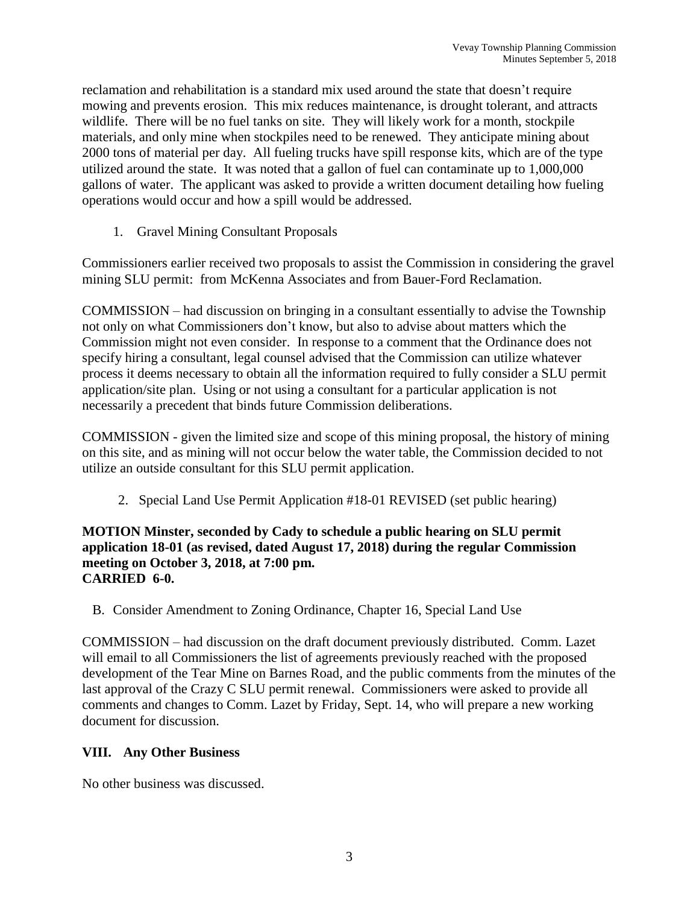reclamation and rehabilitation is a standard mix used around the state that doesn't require mowing and prevents erosion. This mix reduces maintenance, is drought tolerant, and attracts wildlife. There will be no fuel tanks on site. They will likely work for a month, stockpile materials, and only mine when stockpiles need to be renewed. They anticipate mining about 2000 tons of material per day. All fueling trucks have spill response kits, which are of the type utilized around the state. It was noted that a gallon of fuel can contaminate up to 1,000,000 gallons of water. The applicant was asked to provide a written document detailing how fueling operations would occur and how a spill would be addressed.

1. Gravel Mining Consultant Proposals

Commissioners earlier received two proposals to assist the Commission in considering the gravel mining SLU permit: from McKenna Associates and from Bauer-Ford Reclamation.

COMMISSION – had discussion on bringing in a consultant essentially to advise the Township not only on what Commissioners don't know, but also to advise about matters which the Commission might not even consider. In response to a comment that the Ordinance does not specify hiring a consultant, legal counsel advised that the Commission can utilize whatever process it deems necessary to obtain all the information required to fully consider a SLU permit application/site plan. Using or not using a consultant for a particular application is not necessarily a precedent that binds future Commission deliberations.

COMMISSION - given the limited size and scope of this mining proposal, the history of mining on this site, and as mining will not occur below the water table, the Commission decided to not utilize an outside consultant for this SLU permit application.

2. Special Land Use Permit Application #18-01 REVISED (set public hearing)

**MOTION Minster, seconded by Cady to schedule a public hearing on SLU permit application 18-01 (as revised, dated August 17, 2018) during the regular Commission meeting on October 3, 2018, at 7:00 pm.**
**CARRIED 6-0.**

B. Consider Amendment to Zoning Ordinance, Chapter 16, Special Land Use

COMMISSION – had discussion on the draft document previously distributed. Comm. Lazet will email to all Commissioners the list of agreements previously reached with the proposed development of the Tear Mine on Barnes Road, and the public comments from the minutes of the last approval of the Crazy C SLU permit renewal. Commissioners were asked to provide all comments and changes to Comm. Lazet by Friday, Sept. 14, who will prepare a new working document for discussion.

## VIII. Any Other Business

No other business was discussed.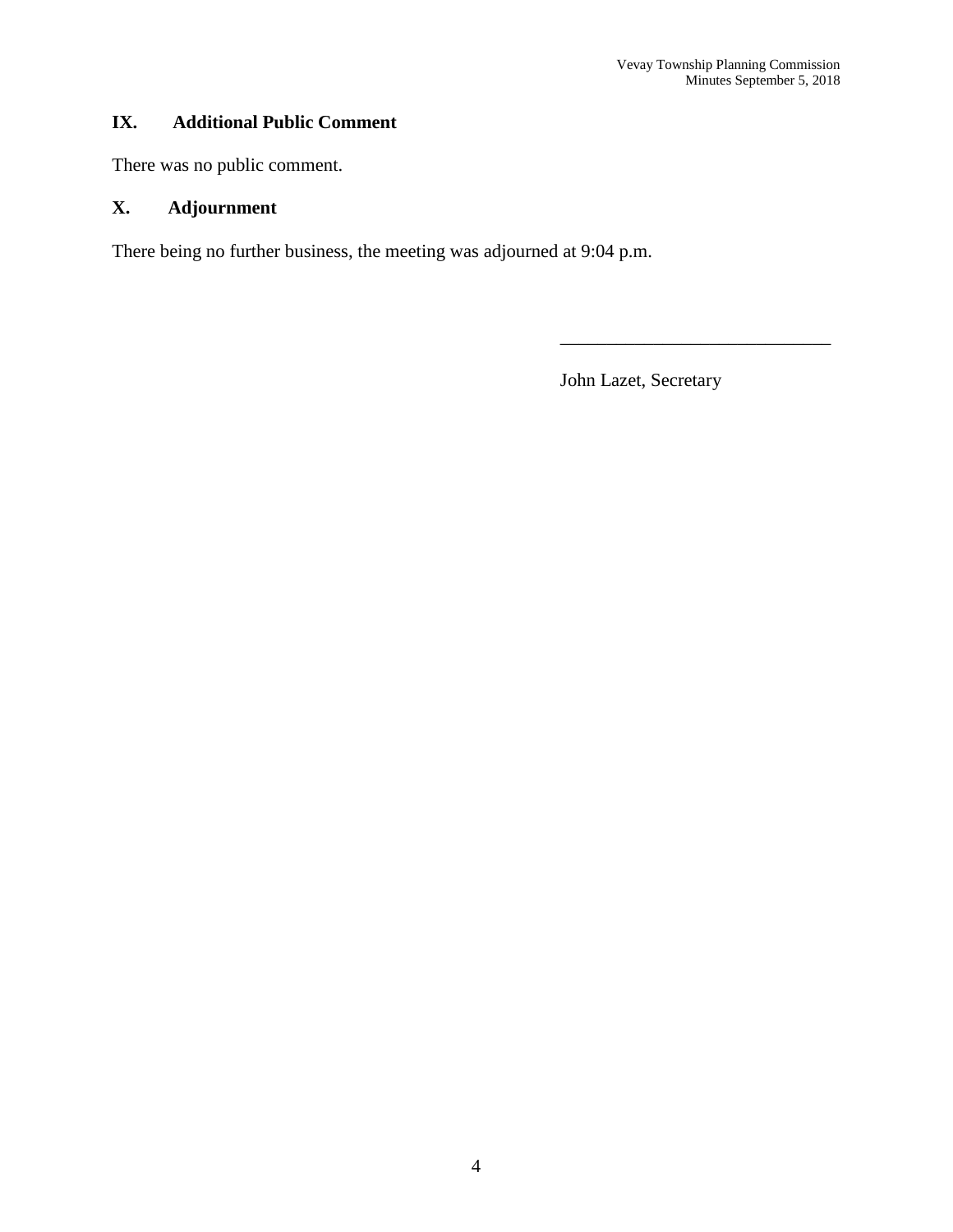## IX. Additional Public Comment

There was no public comment.

## X. Adjournment

There being no further business, the meeting was adjourned at 9:04 p.m.

_____________________________

John Lazet, Secretary